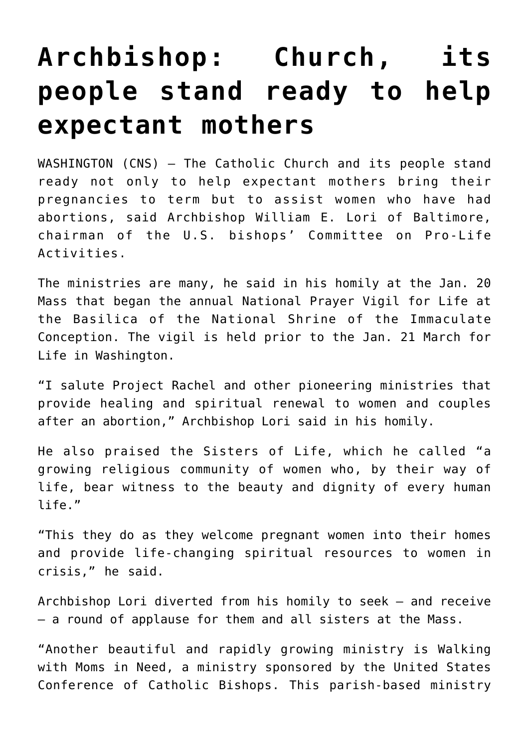# Archbishop: Church, its people stand ready to help expectant mothers

WASHINGTON (CNS) — The Catholic Church and its people stand ready not only to help expectant mothers bring their pregnancies to term but to assist women who have had abortions, said Archbishop William E. Lori of Baltimore, chairman of the U.S. bishops' Committee on Pro-Life Activities.

The ministries are many, he said in his homily at the Jan. 20 Mass that began the annual National Prayer Vigil for Life at the Basilica of the National Shrine of the Immaculate Conception. The vigil is held prior to the Jan. 21 March for Life in Washington.

"I salute Project Rachel and other pioneering ministries that provide healing and spiritual renewal to women and couples after an abortion," Archbishop Lori said in his homily.

He also praised the Sisters of Life, which he called "a growing religious community of women who, by their way of life, bear witness to the beauty and dignity of every human life."

"This they do as they welcome pregnant women into their homes and provide life-changing spiritual resources to women in crisis," he said.

Archbishop Lori diverted from his homily to seek — and receive — a round of applause for them and all sisters at the Mass.

"Another beautiful and rapidly growing ministry is Walking with Moms in Need, a ministry sponsored by the United States Conference of Catholic Bishops. This parish-based ministry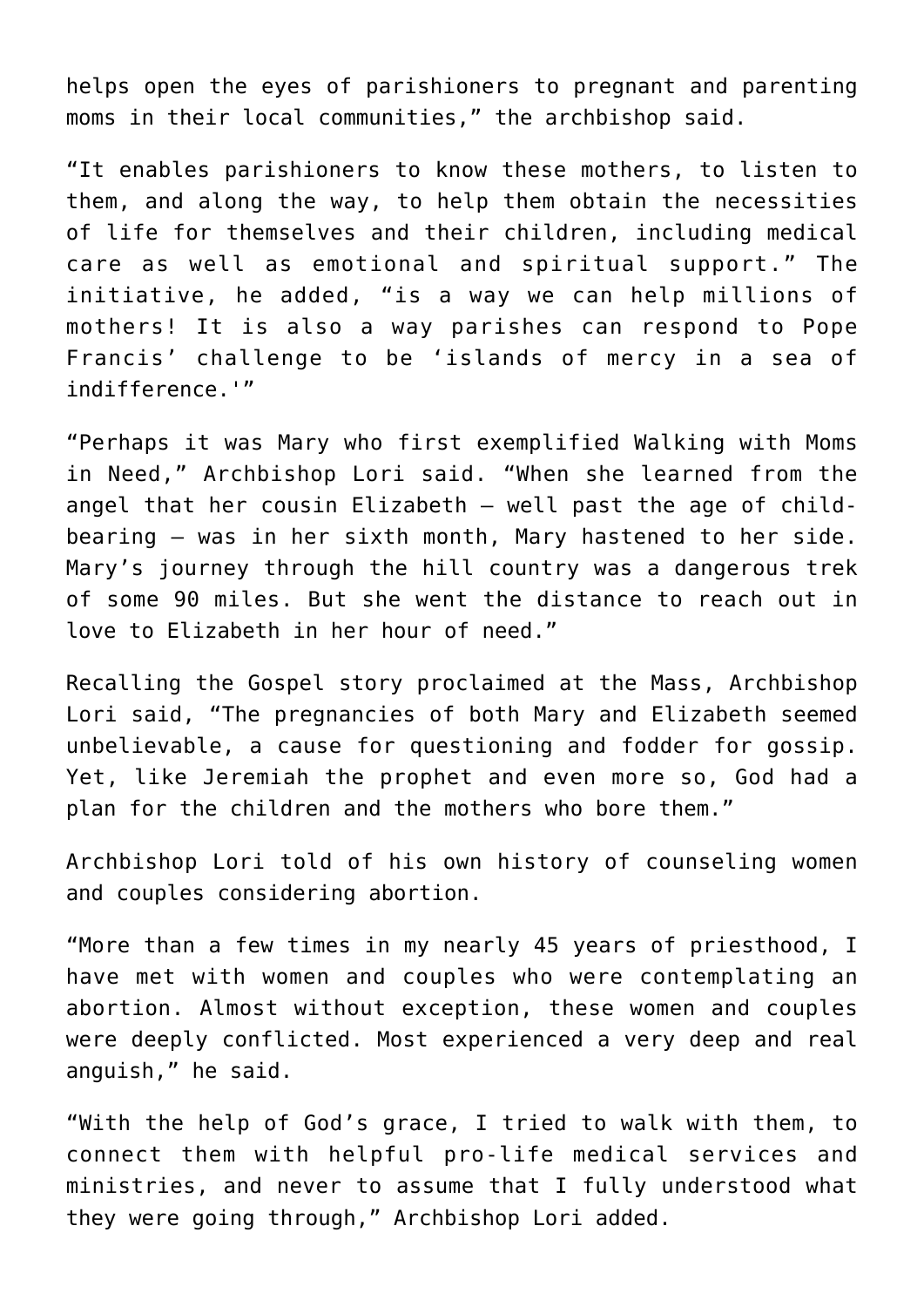helps open the eyes of parishioners to pregnant and parenting moms in their local communities," the archbishop said.

"It enables parishioners to know these mothers, to listen to them, and along the way, to help them obtain the necessities of life for themselves and their children, including medical care as well as emotional and spiritual support." The initiative, he added, "is a way we can help millions of mothers! It is also a way parishes can respond to Pope Francis' challenge to be 'islands of mercy in a sea of indifference.'"

"Perhaps it was Mary who first exemplified Walking with Moms in Need," Archbishop Lori said. "When she learned from the angel that her cousin Elizabeth – well past the age of child-bearing – was in her sixth month, Mary hastened to her side. Mary's journey through the hill country was a dangerous trek of some 90 miles. But she went the distance to reach out in love to Elizabeth in her hour of need."

Recalling the Gospel story proclaimed at the Mass, Archbishop Lori said, "The pregnancies of both Mary and Elizabeth seemed unbelievable, a cause for questioning and fodder for gossip. Yet, like Jeremiah the prophet and even more so, God had a plan for the children and the mothers who bore them."

Archbishop Lori told of his own history of counseling women and couples considering abortion.

"More than a few times in my nearly 45 years of priesthood, I have met with women and couples who were contemplating an abortion. Almost without exception, these women and couples were deeply conflicted. Most experienced a very deep and real anguish," he said.

"With the help of God's grace, I tried to walk with them, to connect them with helpful pro-life medical services and ministries, and never to assume that I fully understood what they were going through," Archbishop Lori added.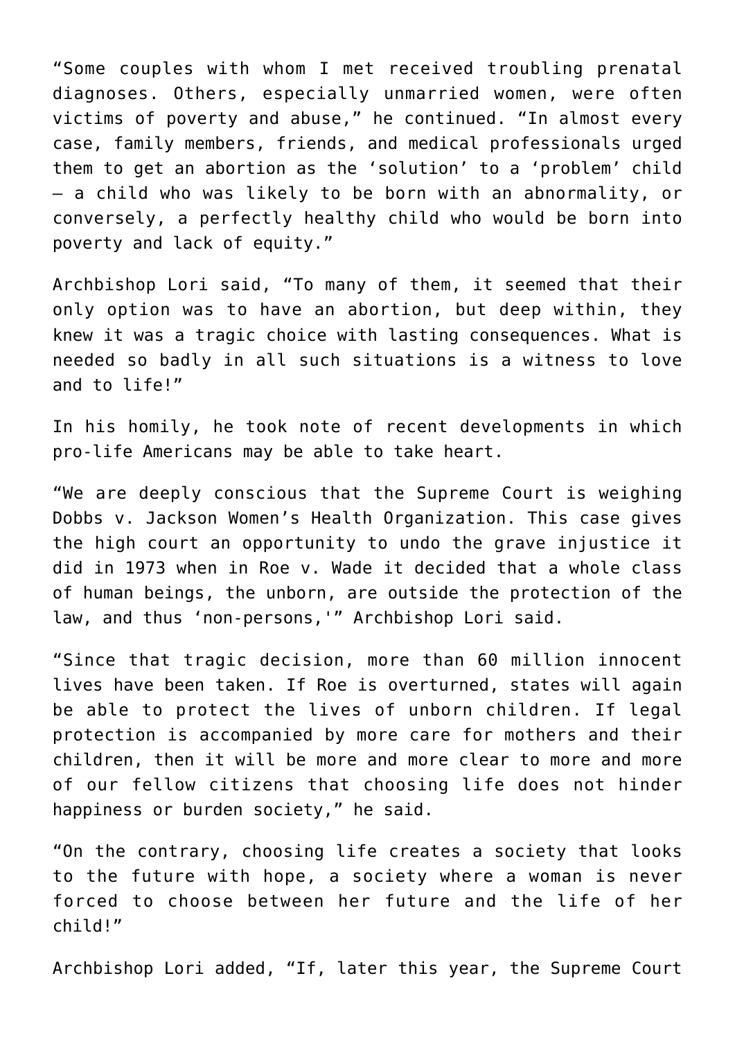"Some couples with whom I met received troubling prenatal diagnoses. Others, especially unmarried women, were often victims of poverty and abuse," he continued. "In almost every case, family members, friends, and medical professionals urged them to get an abortion as the 'solution' to a 'problem' child – a child who was likely to be born with an abnormality, or conversely, a perfectly healthy child who would be born into poverty and lack of equity."

Archbishop Lori said, "To many of them, it seemed that their only option was to have an abortion, but deep within, they knew it was a tragic choice with lasting consequences. What is needed so badly in all such situations is a witness to love and to life!"

In his homily, he took note of recent developments in which pro-life Americans may be able to take heart.

"We are deeply conscious that the Supreme Court is weighing Dobbs v. Jackson Women's Health Organization. This case gives the high court an opportunity to undo the grave injustice it did in 1973 when in Roe v. Wade it decided that a whole class of human beings, the unborn, are outside the protection of the law, and thus 'non-persons,'" Archbishop Lori said.

"Since that tragic decision, more than 60 million innocent lives have been taken. If Roe is overturned, states will again be able to protect the lives of unborn children. If legal protection is accompanied by more care for mothers and their children, then it will be more and more clear to more and more of our fellow citizens that choosing life does not hinder happiness or burden society," he said.

"On the contrary, choosing life creates a society that looks to the future with hope, a society where a woman is never forced to choose between her future and the life of her child!"

Archbishop Lori added, "If, later this year, the Supreme Court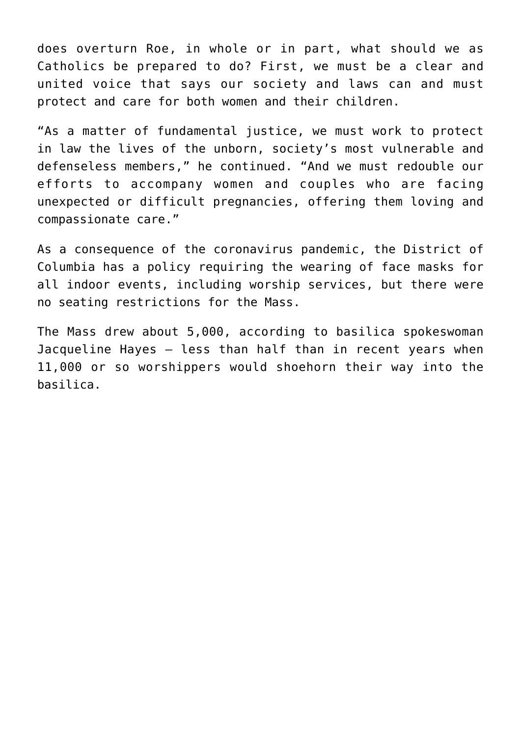does overturn Roe, in whole or in part, what should we as Catholics be prepared to do? First, we must be a clear and united voice that says our society and laws can and must protect and care for both women and their children.

"As a matter of fundamental justice, we must work to protect in law the lives of the unborn, society's most vulnerable and defenseless members," he continued. "And we must redouble our efforts to accompany women and couples who are facing unexpected or difficult pregnancies, offering them loving and compassionate care."

As a consequence of the coronavirus pandemic, the District of Columbia has a policy requiring the wearing of face masks for all indoor events, including worship services, but there were no seating restrictions for the Mass.

The Mass drew about 5,000, according to basilica spokeswoman Jacqueline Hayes — less than half than in recent years when 11,000 or so worshippers would shoehorn their way into the basilica.